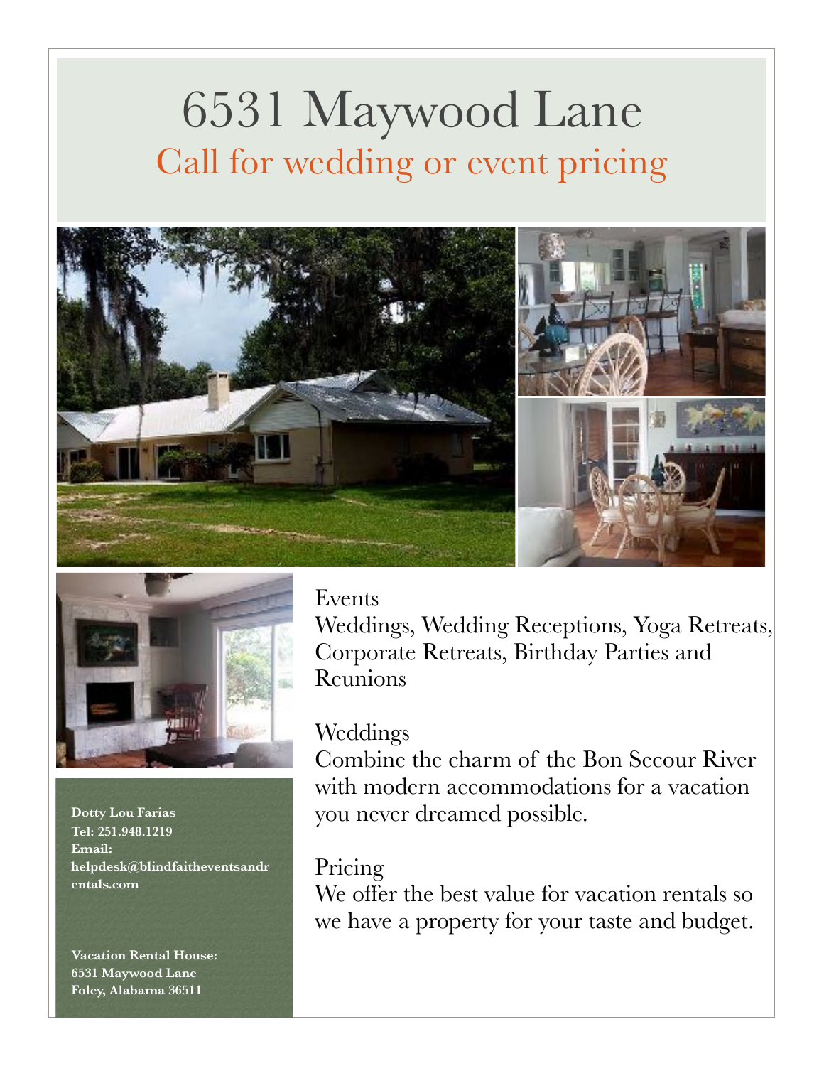# 6531 Maywood Lane

## Call for wedding or event pricing

**Dotty Lou Farias**
**Tel: 251.948.1219**
**Email:**
**helpdesk@blindfaitheventsandrentals.com**

**Vacation Rental House:**
**6531 Maywood Lane**
**Foley, Alabama 36511**

### Events

Weddings, Wedding Receptions, Yoga Retreats, Corporate Retreats, Birthday Parties and Reunions

### Weddings

Combine the charm of the Bon Secour River with modern accommodations for a vacation you never dreamed possible.

### Pricing

We offer the best value for vacation rentals so we have a property for your taste and budget.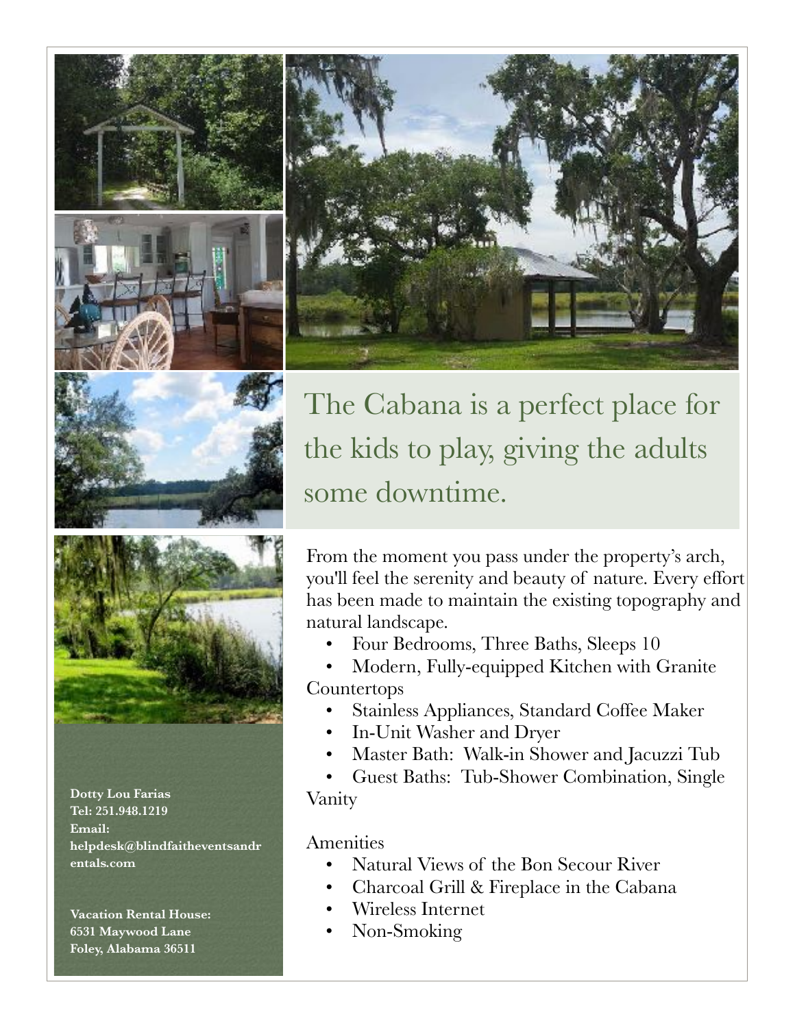## The Cabana is a perfect place for the kids to play, giving the adults some downtime.

From the moment you pass under the property's arch, you'll feel the serenity and beauty of nature. Every effort has been made to maintain the existing topography and natural landscape.

- Four Bedrooms, Three Baths, Sleeps 10
- Modern, Fully-equipped Kitchen with Granite Countertops
- Stainless Appliances, Standard Coffee Maker
- In-Unit Washer and Dryer
- Master Bath: Walk-in Shower and Jacuzzi Tub
- Guest Baths: Tub-Shower Combination, Single Vanity

Amenities

- Natural Views of the Bon Secour River
- Charcoal Grill & Fireplace in the Cabana
- Wireless Internet
- Non-Smoking

**Dotty Lou Farias**
**Tel: 251.948.1219**
**Email: helpdesk@blindfaitheventsandrentals.com**

**Vacation Rental House:**
**6531 Maywood Lane**
**Foley, Alabama 36511**